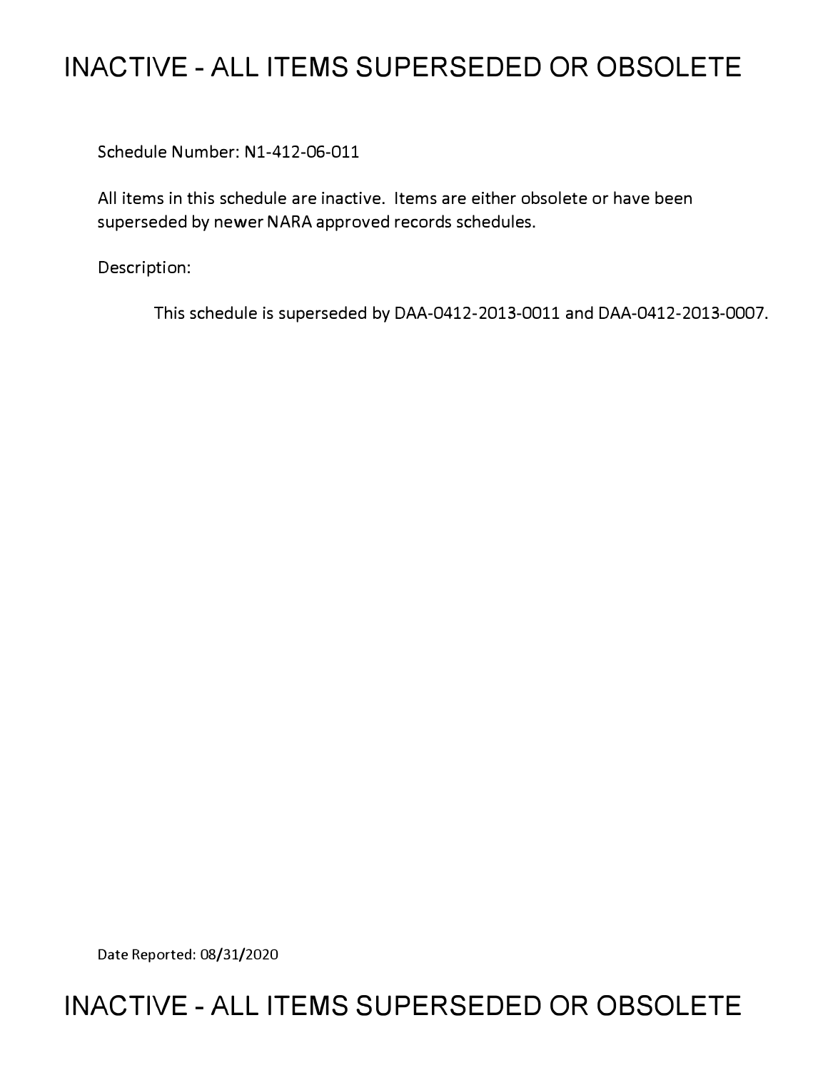# INACTIVE - ALL ITEMS SUPERSEDED OR OBSOLETE

Schedule Number: N1-412-06-011

All items in this schedule are inactive. Items are either obsolete or have been superseded by newer NARA approved records schedules.

Description:

This schedule is superseded by DAA-0412-2013-0011 and DAA-0412-2013-0007.

Date Reported: 08/31/2020

# INACTIVE - ALL ITEMS SUPERSEDED OR OBSOLETE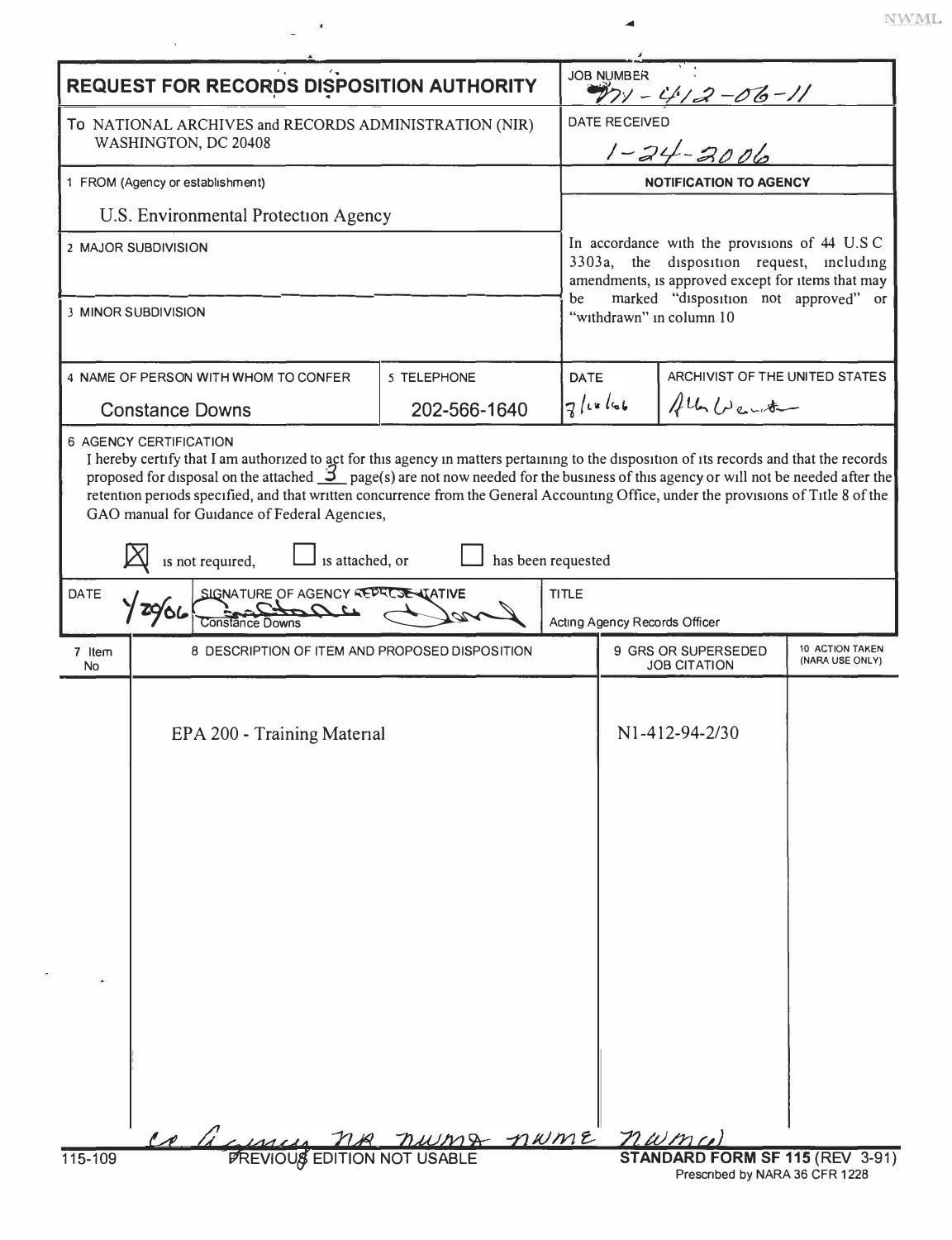# REQUEST FOR RECORDS DISPOSITION AUTHORITY

| | |
|---|---|
| **REQUEST FOR RECORDS DISPOSITION AUTHORITY** | JOB NUMBER: N1-412-06-11 |
| To NATIONAL ARCHIVES and RECORDS ADMINISTRATION (NIR) WASHINGTON, DC 20408 | DATE RECEIVED: 1-24-2006 |
| 1 FROM (Agency or establishment): U.S. Environmental Protection Agency | **NOTIFICATION TO AGENCY** |
| 2 MAJOR SUBDIVISION | In accordance with the provisions of 44 U.S.C. 3303a, the disposition request, including amendments, is approved except for items that may be marked "disposition not approved" or "withdrawn" in column 10 |
| 3 MINOR SUBDIVISION | |

| 4 NAME OF PERSON WITH WHOM TO CONFER | 5 TELEPHONE | DATE | ARCHIVIST OF THE UNITED STATES |
|---|---|---|---|
| Constance Downs | 202-566-1640 | 7/10/06 | Allen Weinstein |

6 AGENCY CERTIFICATION

I hereby certify that I am authorized to act for this agency in matters pertaining to the disposition of its records and that the records proposed for disposal on the attached 3 page(s) are not now needed for the business of this agency or will not be needed after the retention periods specified, and that written concurrence from the General Accounting Office, under the provisions of Title 8 of the GAO manual for Guidance of Federal Agencies,

- [X] is not required,
- [ ] is attached, or
- [ ] has been requested

| DATE | SIGNATURE OF AGENCY REPRESENTATIVE | TITLE |
|---|---|---|
| 1/29/06 | Constance Downs | Acting Agency Records Officer |

| 7 Item No | 8 DESCRIPTION OF ITEM AND PROPOSED DISPOSITION | 9 GRS OR SUPERSEDED JOB CITATION | 10 ACTION TAKEN (NARA USE ONLY) |
|---|---|---|---|
| | EPA 200 - Training Material | N1-412-94-2/30 | |

cc Agency, NR, NWMA, NWME, NWM(a)

115-109 PREVIOUS EDITION NOT USABLE

**STANDARD FORM SF 115** (REV 3-91)
Prescribed by NARA 36 CFR 1228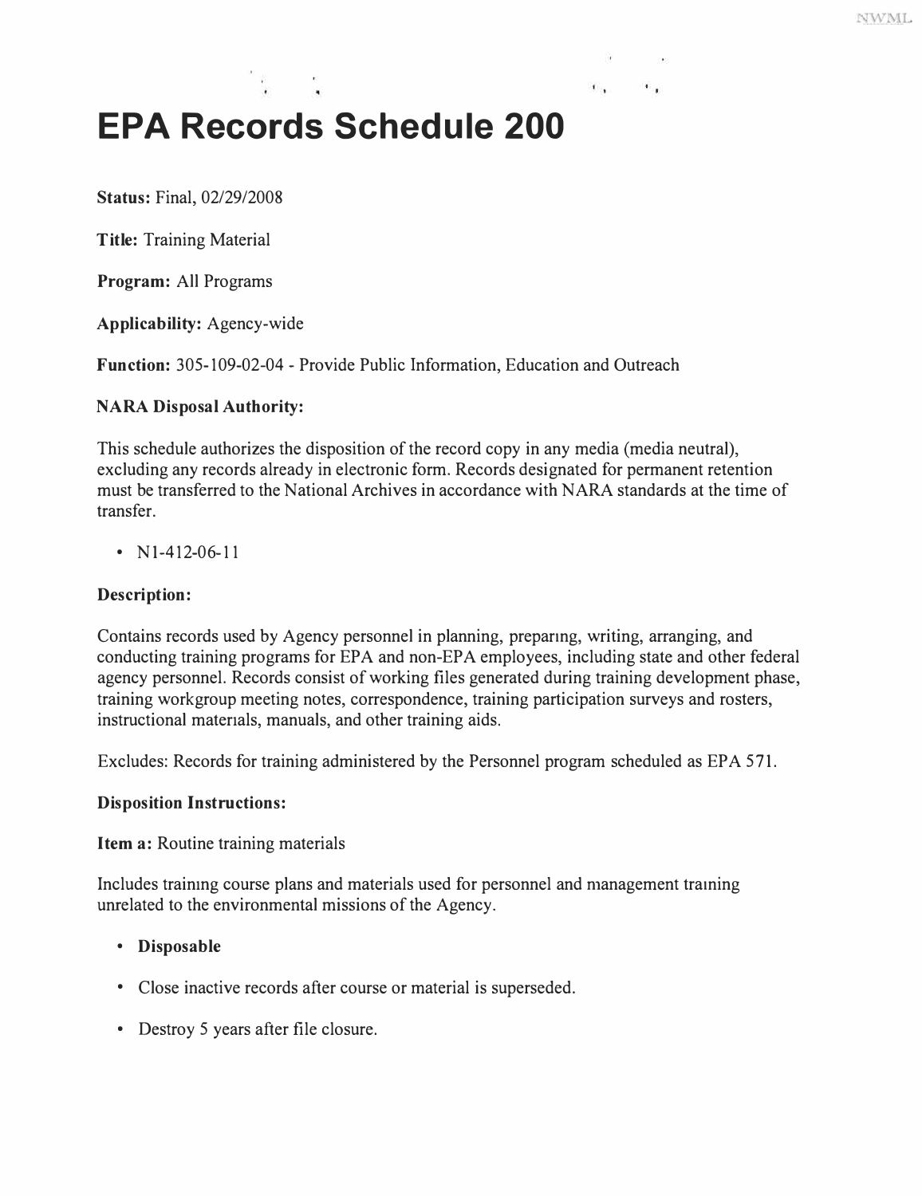# EPA Records Schedule 200

**Status:** Final, 02/29/2008

**Title:** Training Material

**Program:** All Programs

**Applicability:** Agency-wide

**Function:** 305-109-02-04 - Provide Public Information, Education and Outreach

**NARA Disposal Authority:**

This schedule authorizes the disposition of the record copy in any media (media neutral), excluding any records already in electronic form. Records designated for permanent retention must be transferred to the National Archives in accordance with NARA standards at the time of transfer.

- N1-412-06-11

**Description:**

Contains records used by Agency personnel in planning, preparing, writing, arranging, and conducting training programs for EPA and non-EPA employees, including state and other federal agency personnel. Records consist of working files generated during training development phase, training workgroup meeting notes, correspondence, training participation surveys and rosters, instructional materials, manuals, and other training aids.

Excludes: Records for training administered by the Personnel program scheduled as EPA 571.

**Disposition Instructions:**

**Item a:** Routine training materials

Includes training course plans and materials used for personnel and management training unrelated to the environmental missions of the Agency.

- **Disposable**
- Close inactive records after course or material is superseded.
- Destroy 5 years after file closure.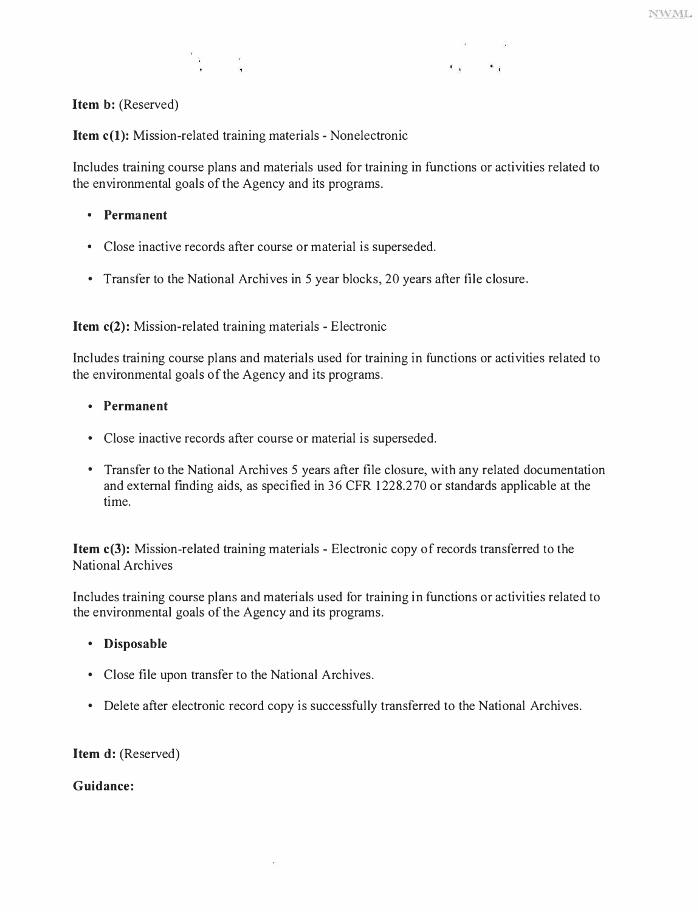**Item b:** (Reserved)

**Item c(1):** Mission-related training materials - Nonelectronic

Includes training course plans and materials used for training in functions or activities related to the environmental goals of the Agency and its programs.

- **Permanent**
- Close inactive records after course or material is superseded.
- Transfer to the National Archives in 5 year blocks, 20 years after file closure.

**Item c(2):** Mission-related training materials - Electronic

Includes training course plans and materials used for training in functions or activities related to the environmental goals of the Agency and its programs.

- **Permanent**
- Close inactive records after course or material is superseded.
- Transfer to the National Archives 5 years after file closure, with any related documentation and external finding aids, as specified in 36 CFR 1228.270 or standards applicable at the time.

**Item c(3):** Mission-related training materials - Electronic copy of records transferred to the National Archives

Includes training course plans and materials used for training in functions or activities related to the environmental goals of the Agency and its programs.

- **Disposable**
- Close file upon transfer to the National Archives.
- Delete after electronic record copy is successfully transferred to the National Archives.

**Item d:** (Reserved)

**Guidance:**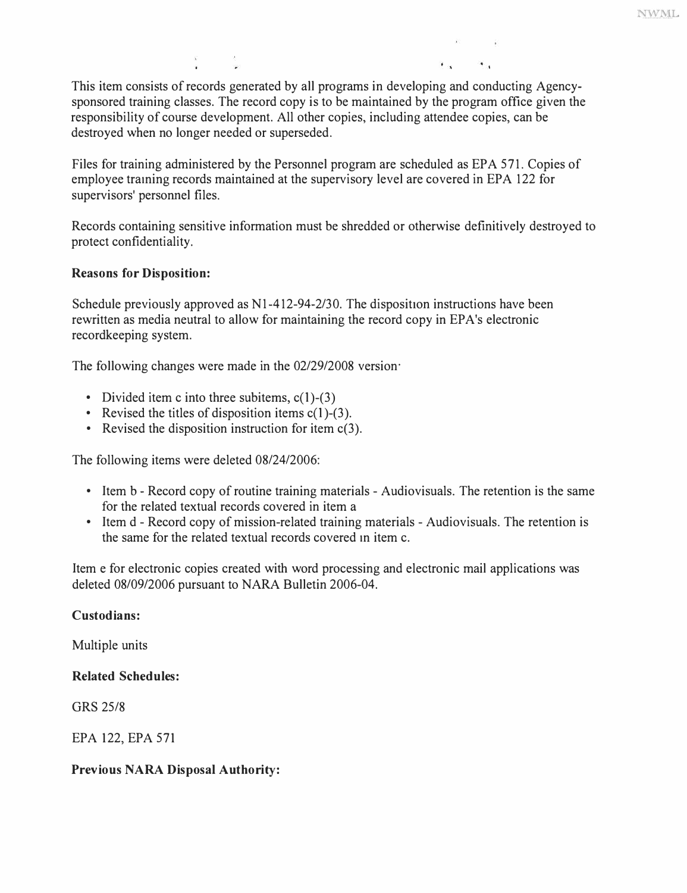This item consists of records generated by all programs in developing and conducting Agency-sponsored training classes. The record copy is to be maintained by the program office given the responsibility of course development. All other copies, including attendee copies, can be destroyed when no longer needed or superseded.

Files for training administered by the Personnel program are scheduled as EPA 571. Copies of employee training records maintained at the supervisory level are covered in EPA 122 for supervisors' personnel files.

Records containing sensitive information must be shredded or otherwise definitively destroyed to protect confidentiality.

**Reasons for Disposition:**

Schedule previously approved as N1-412-94-2/30. The disposition instructions have been rewritten as media neutral to allow for maintaining the record copy in EPA's electronic recordkeeping system.

The following changes were made in the 02/29/2008 version:

- Divided item c into three subitems, c(1)-(3)
- Revised the titles of disposition items c(1)-(3).
- Revised the disposition instruction for item c(3).

The following items were deleted 08/24/2006:

- Item b - Record copy of routine training materials - Audiovisuals. The retention is the same for the related textual records covered in item a
- Item d - Record copy of mission-related training materials - Audiovisuals. The retention is the same for the related textual records covered in item c.

Item e for electronic copies created with word processing and electronic mail applications was deleted 08/09/2006 pursuant to NARA Bulletin 2006-04.

**Custodians:**

Multiple units

**Related Schedules:**

GRS 25/8

EPA 122, EPA 571

**Previous NARA Disposal Authority:**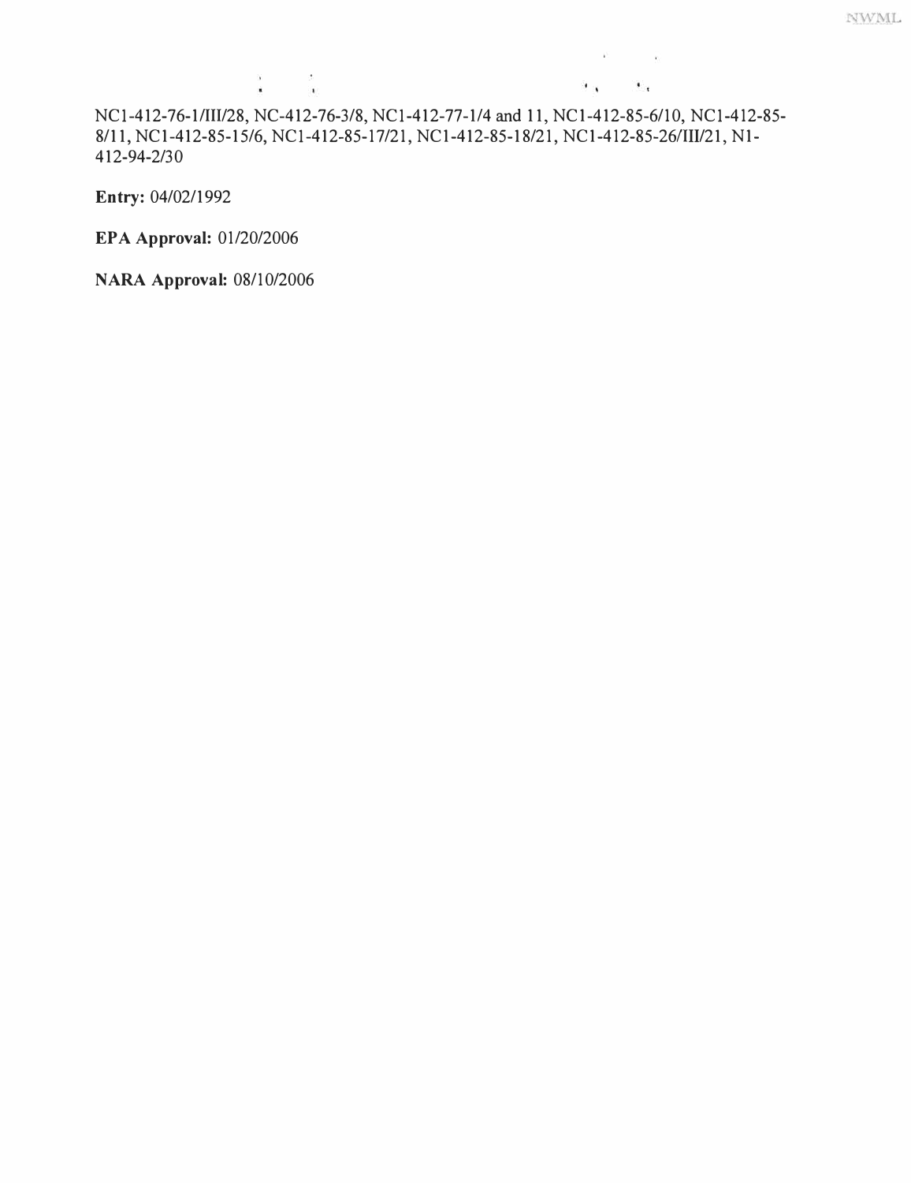NC1-412-76-1/III/28, NC-412-76-3/8, NC1-412-77-1/4 and 11, NC1-412-85-6/10, NC1-412-85-8/11, NC1-412-85-15/6, NC1-412-85-17/21, NC1-412-85-18/21, NC1-412-85-26/III/21, N1-412-94-2/30

**Entry:** 04/02/1992

**EPA Approval:** 01/20/2006

**NARA Approval:** 08/10/2006